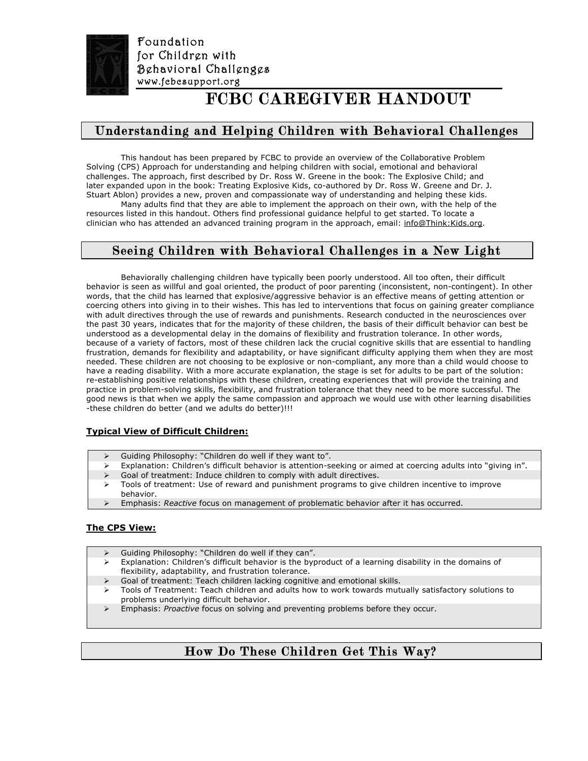Foundation
for Children with
Behavioral Challenges
www.fcbcsupport.org

# FCBC CAREGIVER HANDOUT

## Understanding and Helping Children with Behavioral Challenges

This handout has been prepared by FCBC to provide an overview of the Collaborative Problem Solving (CPS) Approach for understanding and helping children with social, emotional and behavioral challenges. The approach, first described by Dr. Ross W. Greene in the book: The Explosive Child; and later expanded upon in the book: Treating Explosive Kids, co-authored by Dr. Ross W. Greene and Dr. J. Stuart Ablon) provides a new, proven and compassionate way of understanding and helping these kids.

Many adults find that they are able to implement the approach on their own, with the help of the resources listed in this handout. Others find professional guidance helpful to get started. To locate a clinician who has attended an advanced training program in the approach, email: info@Think:Kids.org.

## Seeing Children with Behavioral Challenges in a New Light

Behaviorally challenging children have typically been poorly understood. All too often, their difficult behavior is seen as willful and goal oriented, the product of poor parenting (inconsistent, non-contingent). In other words, that the child has learned that explosive/aggressive behavior is an effective means of getting attention or coercing others into giving in to their wishes. This has led to interventions that focus on gaining greater compliance with adult directives through the use of rewards and punishments. Research conducted in the neurosciences over the past 30 years, indicates that for the majority of these children, the basis of their difficult behavior can best be understood as a developmental delay in the domains of flexibility and frustration tolerance. In other words, because of a variety of factors, most of these children lack the crucial cognitive skills that are essential to handling frustration, demands for flexibility and adaptability, or have significant difficulty applying them when they are most needed. These children are not choosing to be explosive or non-compliant, any more than a child would choose to have a reading disability. With a more accurate explanation, the stage is set for adults to be part of the solution: re-establishing positive relationships with these children, creating experiences that will provide the training and practice in problem-solving skills, flexibility, and frustration tolerance that they need to be more successful. The good news is that when we apply the same compassion and approach we would use with other learning disabilities -these children do better (and we adults do better)!!!

**Typical View of Difficult Children:**

- Guiding Philosophy: "Children do well if they want to".
- Explanation: Children's difficult behavior is attention-seeking or aimed at coercing adults into "giving in".
- Goal of treatment: Induce children to comply with adult directives.
- Tools of treatment: Use of reward and punishment programs to give children incentive to improve behavior.
- Emphasis: *Reactive* focus on management of problematic behavior after it has occurred.

**The CPS View:**

- Guiding Philosophy: "Children do well if they can".
- Explanation: Children's difficult behavior is the byproduct of a learning disability in the domains of flexibility, adaptability, and frustration tolerance.
- Goal of treatment: Teach children lacking cognitive and emotional skills.
- Tools of Treatment: Teach children and adults how to work towards mutually satisfactory solutions to problems underlying difficult behavior.
- Emphasis: *Proactive* focus on solving and preventing problems before they occur.

## How Do These Children Get This Way?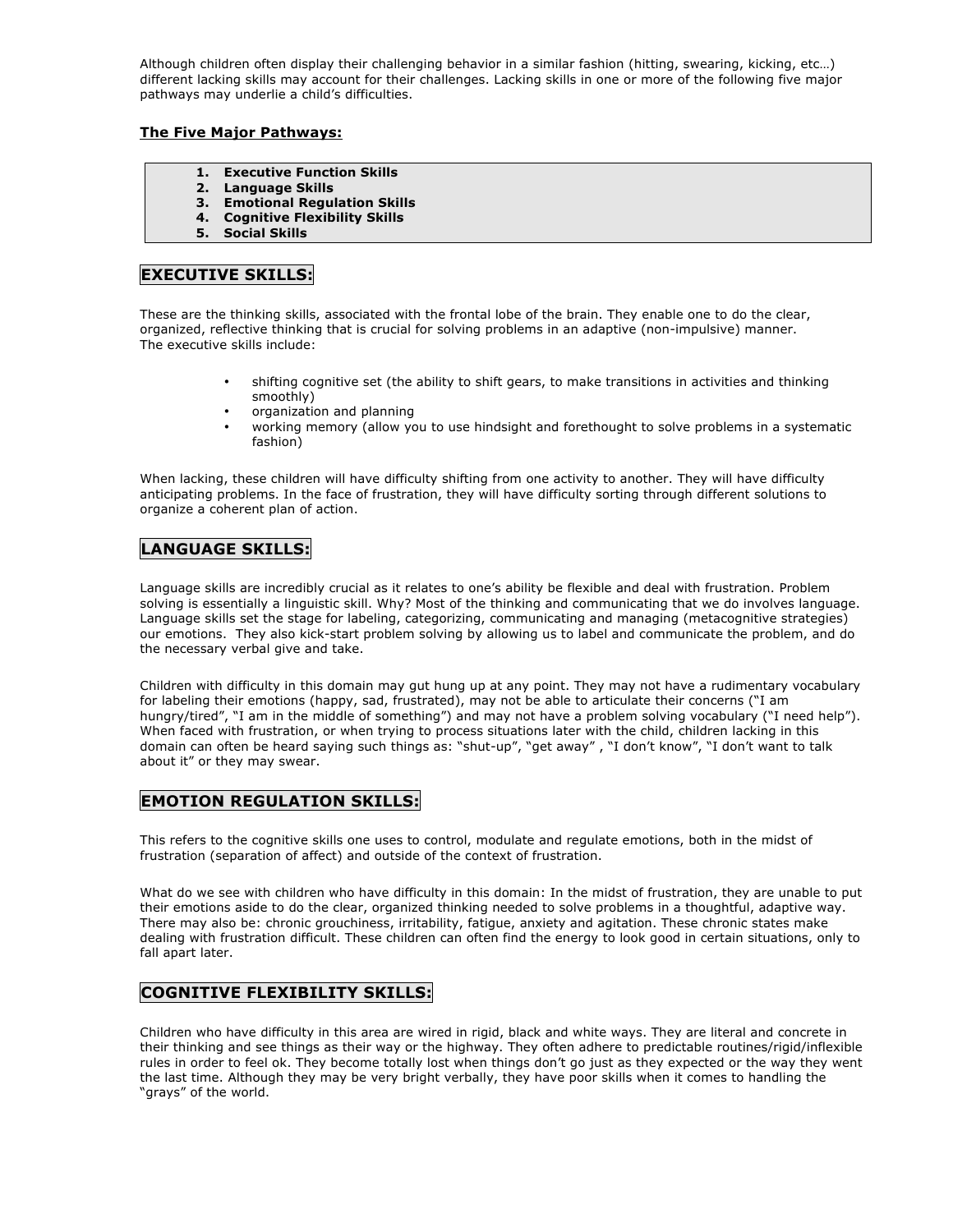Although children often display their challenging behavior in a similar fashion (hitting, swearing, kicking, etc…) different lacking skills may account for their challenges. Lacking skills in one or more of the following five major pathways may underlie a child's difficulties.

**The Five Major Pathways:**

1. **Executive Function Skills**
2. **Language Skills**
3. **Emotional Regulation Skills**
4. **Cognitive Flexibility Skills**
5. **Social Skills**

## EXECUTIVE SKILLS:

These are the thinking skills, associated with the frontal lobe of the brain. They enable one to do the clear, organized, reflective thinking that is crucial for solving problems in an adaptive (non-impulsive) manner. The executive skills include:

- shifting cognitive set (the ability to shift gears, to make transitions in activities and thinking smoothly)
- organization and planning
- working memory (allow you to use hindsight and forethought to solve problems in a systematic fashion)

When lacking, these children will have difficulty shifting from one activity to another. They will have difficulty anticipating problems. In the face of frustration, they will have difficulty sorting through different solutions to organize a coherent plan of action.

## LANGUAGE SKILLS:

Language skills are incredibly crucial as it relates to one's ability be flexible and deal with frustration. Problem solving is essentially a linguistic skill. Why? Most of the thinking and communicating that we do involves language. Language skills set the stage for labeling, categorizing, communicating and managing (metacognitive strategies) our emotions. They also kick-start problem solving by allowing us to label and communicate the problem, and do the necessary verbal give and take.

Children with difficulty in this domain may gut hung up at any point. They may not have a rudimentary vocabulary for labeling their emotions (happy, sad, frustrated), may not be able to articulate their concerns ("I am hungry/tired", "I am in the middle of something") and may not have a problem solving vocabulary ("I need help"). When faced with frustration, or when trying to process situations later with the child, children lacking in this domain can often be heard saying such things as: "shut-up", "get away" , "I don't know", "I don't want to talk about it" or they may swear.

## EMOTION REGULATION SKILLS:

This refers to the cognitive skills one uses to control, modulate and regulate emotions, both in the midst of frustration (separation of affect) and outside of the context of frustration.

What do we see with children who have difficulty in this domain: In the midst of frustration, they are unable to put their emotions aside to do the clear, organized thinking needed to solve problems in a thoughtful, adaptive way. There may also be: chronic grouchiness, irritability, fatigue, anxiety and agitation. These chronic states make dealing with frustration difficult. These children can often find the energy to look good in certain situations, only to fall apart later.

## COGNITIVE FLEXIBILITY SKILLS:

Children who have difficulty in this area are wired in rigid, black and white ways. They are literal and concrete in their thinking and see things as their way or the highway. They often adhere to predictable routines/rigid/inflexible rules in order to feel ok. They become totally lost when things don't go just as they expected or the way they went the last time. Although they may be very bright verbally, they have poor skills when it comes to handling the "grays" of the world.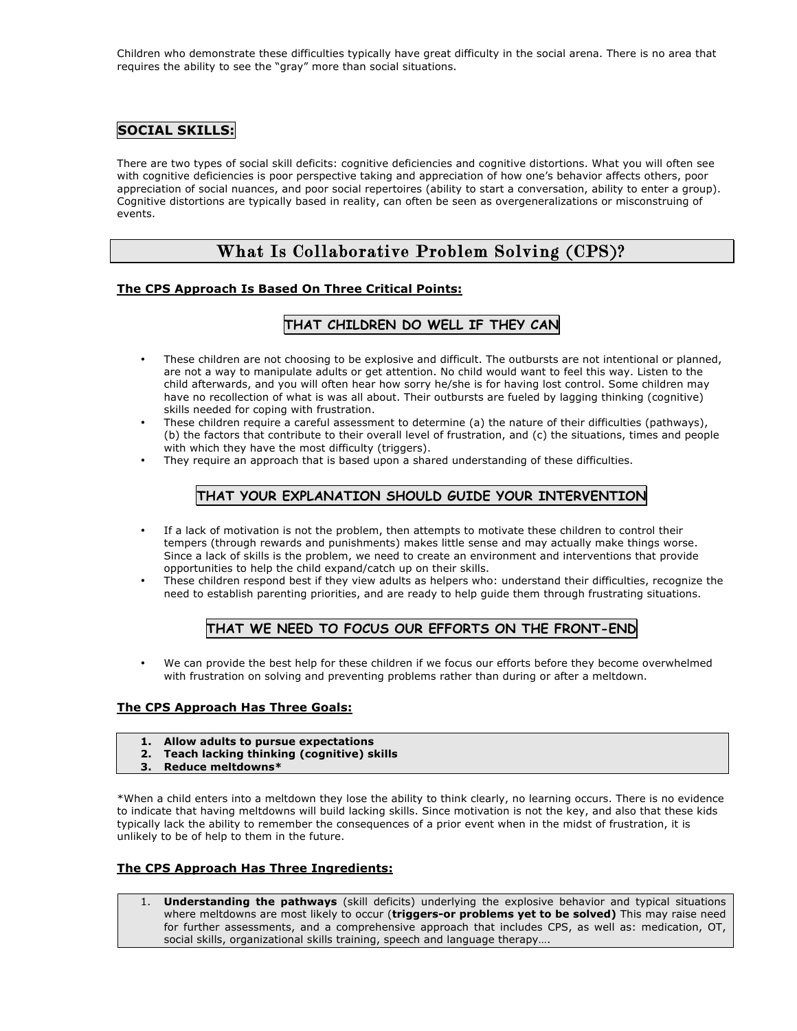Children who demonstrate these difficulties typically have great difficulty in the social arena. There is no area that requires the ability to see the "gray" more than social situations.

## SOCIAL SKILLS:

There are two types of social skill deficits: cognitive deficiencies and cognitive distortions. What you will often see with cognitive deficiencies is poor perspective taking and appreciation of how one's behavior affects others, poor appreciation of social nuances, and poor social repertoires (ability to start a conversation, ability to enter a group). Cognitive distortions are typically based in reality, can often be seen as overgeneralizations or misconstruing of events.

# What Is Collaborative Problem Solving (CPS)?

### The CPS Approach Is Based On Three Critical Points:

#### THAT CHILDREN DO WELL IF THEY CAN

- These children are not choosing to be explosive and difficult. The outbursts are not intentional or planned, are not a way to manipulate adults or get attention. No child would want to feel this way. Listen to the child afterwards, and you will often hear how sorry he/she is for having lost control. Some children may have no recollection of what is was all about. Their outbursts are fueled by lagging thinking (cognitive) skills needed for coping with frustration.
- These children require a careful assessment to determine (a) the nature of their difficulties (pathways), (b) the factors that contribute to their overall level of frustration, and (c) the situations, times and people with which they have the most difficulty (triggers).
- They require an approach that is based upon a shared understanding of these difficulties.

#### THAT YOUR EXPLANATION SHOULD GUIDE YOUR INTERVENTION

- If a lack of motivation is not the problem, then attempts to motivate these children to control their tempers (through rewards and punishments) makes little sense and may actually make things worse. Since a lack of skills is the problem, we need to create an environment and interventions that provide opportunities to help the child expand/catch up on their skills.
- These children respond best if they view adults as helpers who: understand their difficulties, recognize the need to establish parenting priorities, and are ready to help guide them through frustrating situations.

#### THAT WE NEED TO FOCUS OUR EFFORTS ON THE FRONT-END

- We can provide the best help for these children if we focus our efforts before they become overwhelmed with frustration on solving and preventing problems rather than during or after a meltdown.

### The CPS Approach Has Three Goals:

1. **Allow adults to pursue expectations**
2. **Teach lacking thinking (cognitive) skills**
3. **Reduce meltdowns***

*When a child enters into a meltdown they lose the ability to think clearly, no learning occurs. There is no evidence to indicate that having meltdowns will build lacking skills. Since motivation is not the key, and also that these kids typically lack the ability to remember the consequences of a prior event when in the midst of frustration, it is unlikely to be of help to them in the future.

### The CPS Approach Has Three Ingredients:

1. **Understanding the pathways** (skill deficits) underlying the explosive behavior and typical situations where meltdowns are most likely to occur (**triggers-or problems yet to be solved)** This may raise need for further assessments, and a comprehensive approach that includes CPS, as well as: medication, OT, social skills, organizational skills training, speech and language therapy….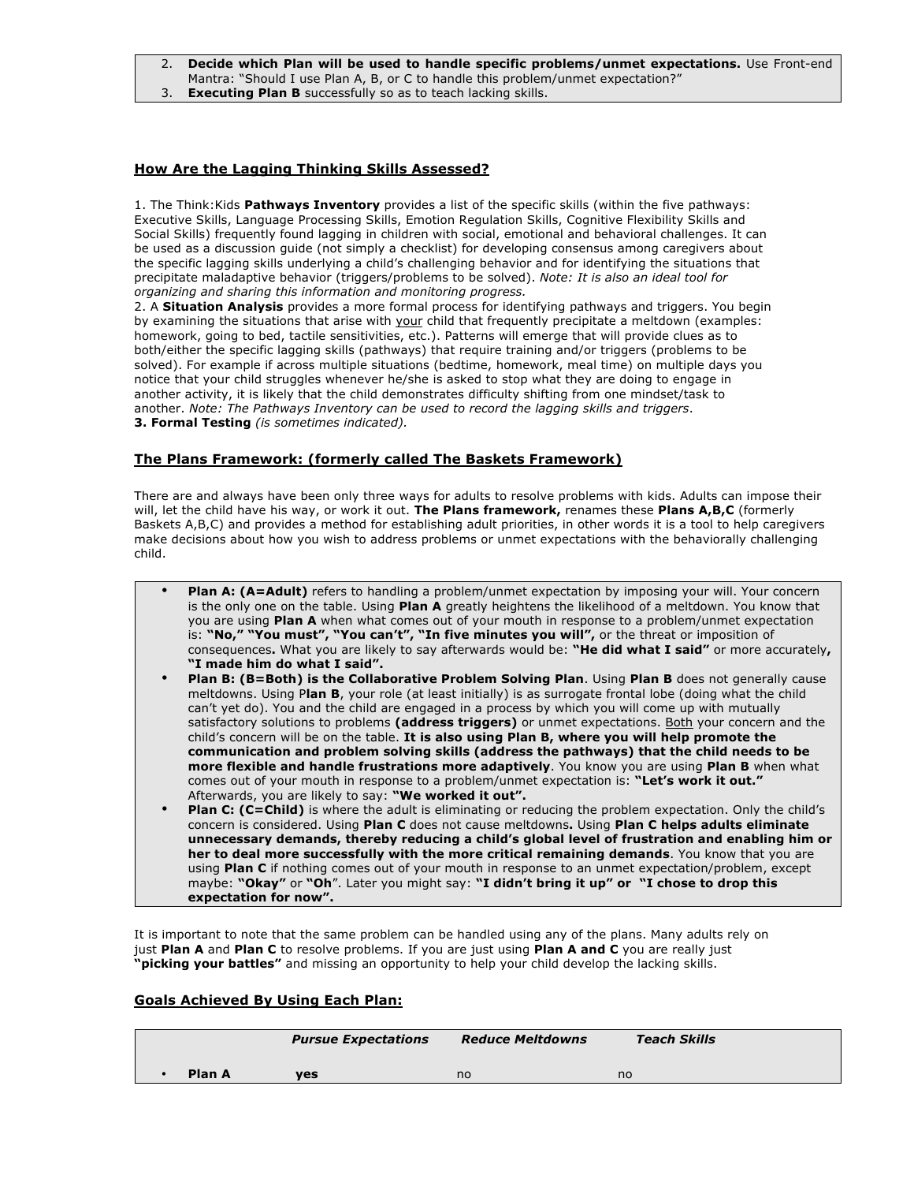2. **Decide which Plan will be used to handle specific problems/unmet expectations.** Use Front-end Mantra: "Should I use Plan A, B, or C to handle this problem/unmet expectation?"
3. **Executing Plan B** successfully so as to teach lacking skills.

## How Are the Lagging Thinking Skills Assessed?

1. The Think:Kids **Pathways Inventory** provides a list of the specific skills (within the five pathways: Executive Skills, Language Processing Skills, Emotion Regulation Skills, Cognitive Flexibility Skills and Social Skills) frequently found lagging in children with social, emotional and behavioral challenges. It can be used as a discussion guide (not simply a checklist) for developing consensus among caregivers about the specific lagging skills underlying a child's challenging behavior and for identifying the situations that precipitate maladaptive behavior (triggers/problems to be solved). *Note: It is also an ideal tool for organizing and sharing this information and monitoring progress.*
2. A **Situation Analysis** provides a more formal process for identifying pathways and triggers. You begin by examining the situations that arise with <u>your</u> child that frequently precipitate a meltdown (examples: homework, going to bed, tactile sensitivities, etc.). Patterns will emerge that will provide clues as to both/either the specific lagging skills (pathways) that require training and/or triggers (problems to be solved). For example if across multiple situations (bedtime, homework, meal time) on multiple days you notice that your child struggles whenever he/she is asked to stop what they are doing to engage in another activity, it is likely that the child demonstrates difficulty shifting from one mindset/task to another. *Note: The Pathways Inventory can be used to record the lagging skills and triggers*.
3. **Formal Testing** *(is sometimes indicated).*

## The Plans Framework: (formerly called The Baskets Framework)

There are and always have been only three ways for adults to resolve problems with kids. Adults can impose their will, let the child have his way, or work it out. **The Plans framework,** renames these **Plans A,B,C** (formerly Baskets A,B,C) and provides a method for establishing adult priorities, in other words it is a tool to help caregivers make decisions about how you wish to address problems or unmet expectations with the behaviorally challenging child.

- **Plan A: (A=Adult)** refers to handling a problem/unmet expectation by imposing your will. Your concern is the only one on the table. Using **Plan A** greatly heightens the likelihood of a meltdown. You know that you are using **Plan A** when what comes out of your mouth in response to a problem/unmet expectation is: **"No," "You must", "You can't", "In five minutes you will",** or the threat or imposition of consequences**.** What you are likely to say afterwards would be: **"He did what I said"** or more accurately**, "I made him do what I said".**
- **Plan B: (B=Both) is the Collaborative Problem Solving Plan**. Using **Plan B** does not generally cause meltdowns. Using P**lan B**, your role (at least initially) is as surrogate frontal lobe (doing what the child can't yet do). You and the child are engaged in a process by which you will come up with mutually satisfactory solutions to problems **(address triggers)** or unmet expectations. <u>Both</u> your concern and the child's concern will be on the table. **It is also using Plan B, where you will help promote the communication and problem solving skills (address the pathways) that the child needs to be more flexible and handle frustrations more adaptively**. You know you are using **Plan B** when what comes out of your mouth in response to a problem/unmet expectation is: **"Let's work it out."** Afterwards, you are likely to say: **"We worked it out".**
- **Plan C: (C=Child)** is where the adult is eliminating or reducing the problem expectation. Only the child's concern is considered. Using **Plan C** does not cause meltdowns**.** Using **Plan C helps adults eliminate unnecessary demands, thereby reducing a child's global level of frustration and enabling him or her to deal more successfully with the more critical remaining demands**. You know that you are using **Plan C** if nothing comes out of your mouth in response to an unmet expectation/problem, except maybe: **"Okay"** or **"Oh**". Later you might say: **"I didn't bring it up" or "I chose to drop this expectation for now".**

It is important to note that the same problem can be handled using any of the plans. Many adults rely on just **Plan A** and **Plan C** to resolve problems. If you are just using **Plan A and C** you are really just **"picking your battles"** and missing an opportunity to help your child develop the lacking skills.

## Goals Achieved By Using Each Plan:

| | *Pursue Expectations* | *Reduce Meltdowns* | *Teach Skills* |
|---|---|---|---|
| • **Plan A** | **yes** | no | no |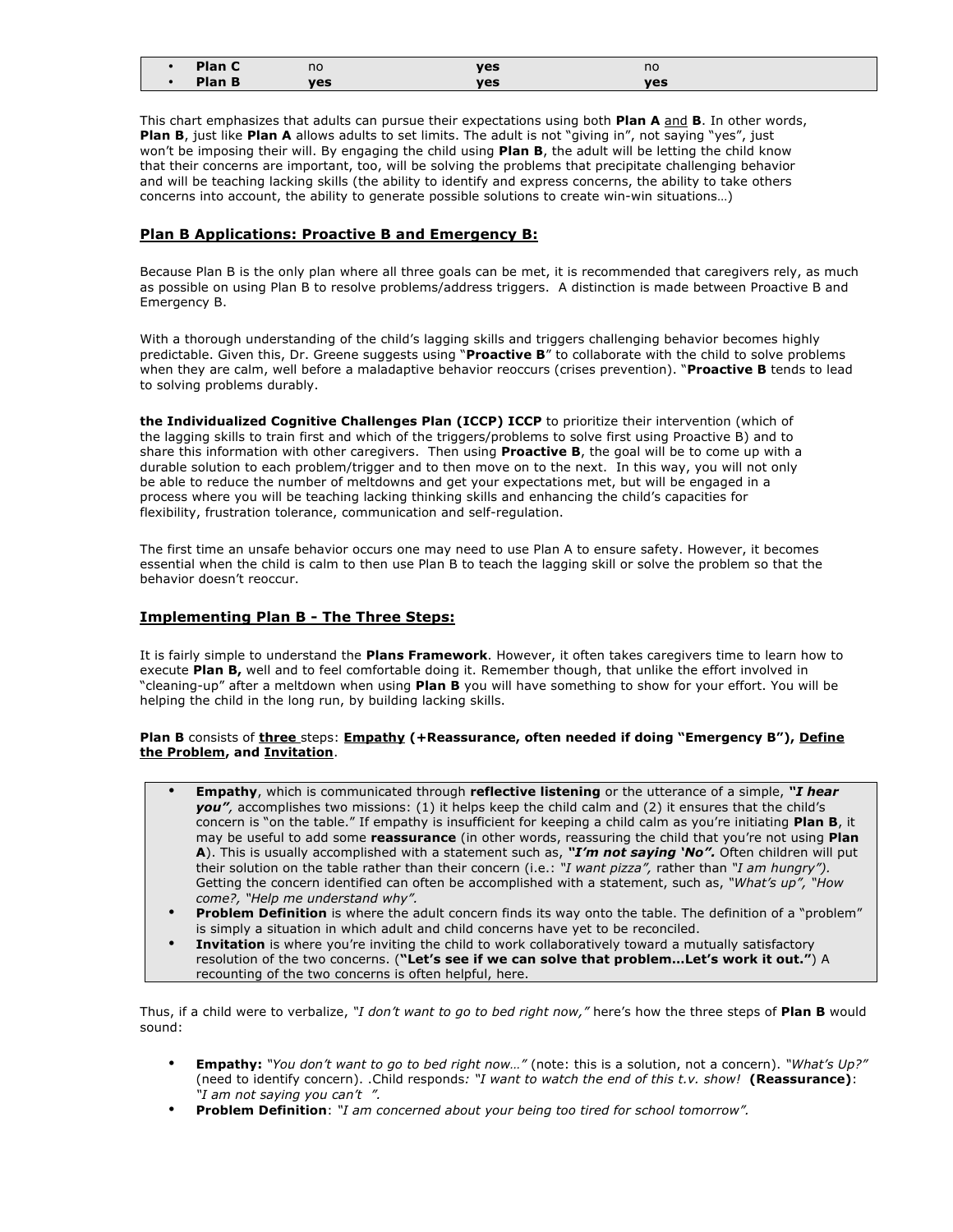| | | | |
|---|---|---|---|
| • **Plan C** | no | **yes** | no |
| • **Plan B** | **yes** | **yes** | **yes** |

This chart emphasizes that adults can pursue their expectations using both **Plan A** and **B**. In other words, **Plan B**, just like **Plan A** allows adults to set limits. The adult is not "giving in", not saying "yes", just won't be imposing their will. By engaging the child using **Plan B**, the adult will be letting the child know that their concerns are important, too, will be solving the problems that precipitate challenging behavior and will be teaching lacking skills (the ability to identify and express concerns, the ability to take others concerns into account, the ability to generate possible solutions to create win-win situations…)

## Plan B Applications: Proactive B and Emergency B:

Because Plan B is the only plan where all three goals can be met, it is recommended that caregivers rely, as much as possible on using Plan B to resolve problems/address triggers. A distinction is made between Proactive B and Emergency B.

With a thorough understanding of the child's lagging skills and triggers challenging behavior becomes highly predictable. Given this, Dr. Greene suggests using "**Proactive B**" to collaborate with the child to solve problems when they are calm, well before a maladaptive behavior reoccurs (crises prevention). "**Proactive B** tends to lead to solving problems durably.

**the Individualized Cognitive Challenges Plan (ICCP) ICCP** to prioritize their intervention (which of the lagging skills to train first and which of the triggers/problems to solve first using Proactive B) and to share this information with other caregivers. Then using **Proactive B**, the goal will be to come up with a durable solution to each problem/trigger and to then move on to the next. In this way, you will not only be able to reduce the number of meltdowns and get your expectations met, but will be engaged in a process where you will be teaching lacking thinking skills and enhancing the child's capacities for flexibility, frustration tolerance, communication and self-regulation.

The first time an unsafe behavior occurs one may need to use Plan A to ensure safety. However, it becomes essential when the child is calm to then use Plan B to teach the lagging skill or solve the problem so that the behavior doesn't reoccur.

## Implementing Plan B - The Three Steps:

It is fairly simple to understand the **Plans Framework**. However, it often takes caregivers time to learn how to execute **Plan B,** well and to feel comfortable doing it. Remember though, that unlike the effort involved in "cleaning-up" after a meltdown when using **Plan B** you will have something to show for your effort. You will be helping the child in the long run, by building lacking skills.

**Plan B** consists of **three** steps: **Empathy (+Reassurance, often needed if doing "Emergency B"), Define the Problem, and Invitation**.

- **Empathy**, which is communicated through **reflective listening** or the utterance of a simple, ***"I hear you",*** accomplishes two missions: (1) it helps keep the child calm and (2) it ensures that the child's concern is "on the table." If empathy is insufficient for keeping a child calm as you're initiating **Plan B**, it may be useful to add some **reassurance** (in other words, reassuring the child that you're not using **Plan A**). This is usually accomplished with a statement such as, ***"I'm not saying 'No".*** Often children will put their solution on the table rather than their concern (i.e.: *"I want pizza",* rather than *"I am hungry").* Getting the concern identified can often be accomplished with a statement, such as, *"What's up", "How come?, "Help me understand why".*
- **Problem Definition** is where the adult concern finds its way onto the table. The definition of a "problem" is simply a situation in which adult and child concerns have yet to be reconciled.
- **Invitation** is where you're inviting the child to work collaboratively toward a mutually satisfactory resolution of the two concerns. (**"Let's see if we can solve that problem…Let's work it out."**) A recounting of the two concerns is often helpful, here.

Thus, if a child were to verbalize, *"I don't want to go to bed right now,"* here's how the three steps of **Plan B** would sound:

- **Empathy:** *"You don't want to go to bed right now…"* (note: this is a solution, not a concern). *"What's Up?"* (need to identify concern). .Child responds*: "I want to watch the end of this t.v. show!* **(Reassurance)**: *"I am not saying you can't ".*
- **Problem Definition**: *"I am concerned about your being too tired for school tomorrow".*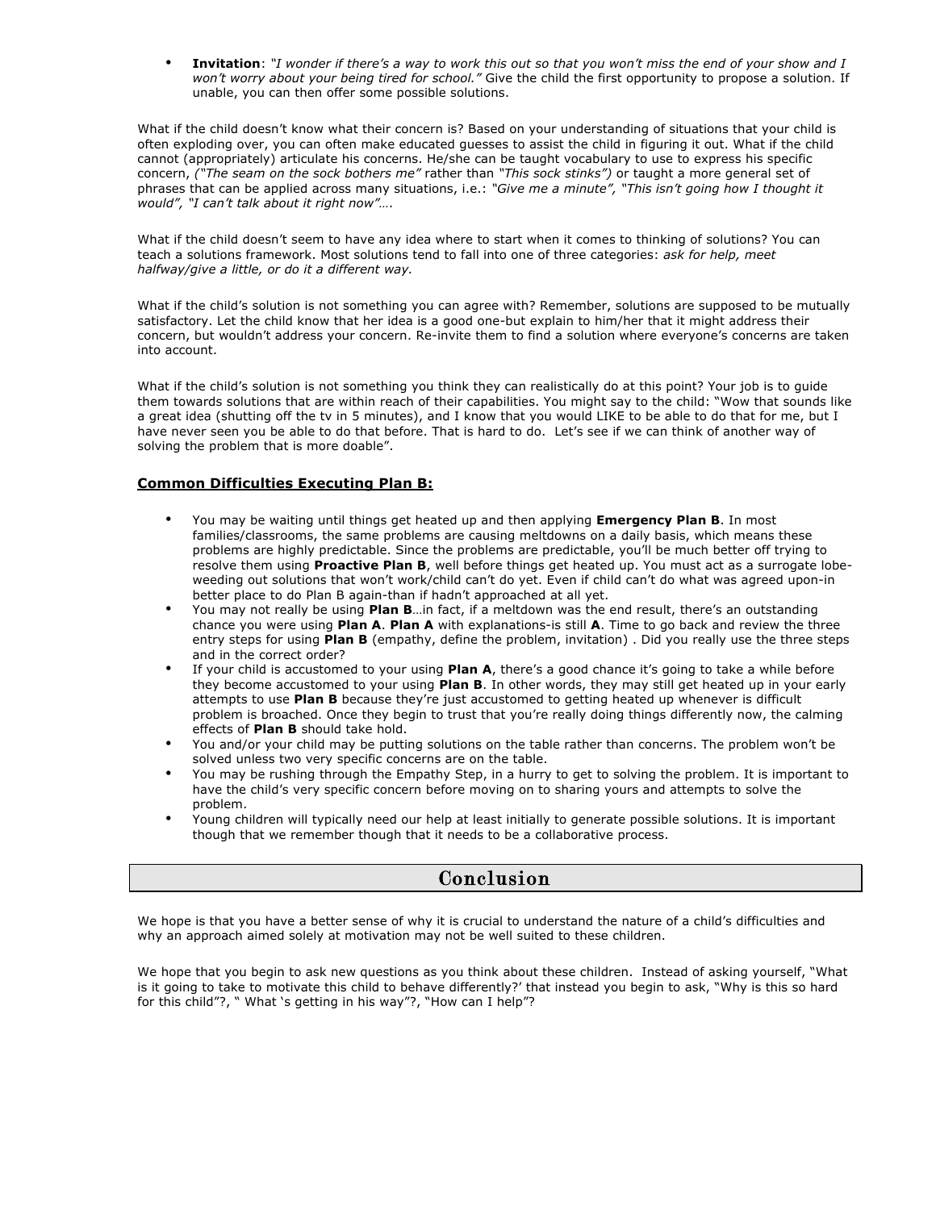- **Invitation**: *"I wonder if there's a way to work this out so that you won't miss the end of your show and I won't worry about your being tired for school."* Give the child the first opportunity to propose a solution. If unable, you can then offer some possible solutions.

What if the child doesn't know what their concern is? Based on your understanding of situations that your child is often exploding over, you can often make educated guesses to assist the child in figuring it out. What if the child cannot (appropriately) articulate his concerns. He/she can be taught vocabulary to use to express his specific concern, *("The seam on the sock bothers me"* rather than *"This sock stinks")* or taught a more general set of phrases that can be applied across many situations, i.e.: *"Give me a minute", "This isn't going how I thought it would", "I can't talk about it right now"….*

What if the child doesn't seem to have any idea where to start when it comes to thinking of solutions? You can teach a solutions framework. Most solutions tend to fall into one of three categories: *ask for help, meet halfway/give a little, or do it a different way.*

What if the child's solution is not something you can agree with? Remember, solutions are supposed to be mutually satisfactory. Let the child know that her idea is a good one-but explain to him/her that it might address their concern, but wouldn't address your concern. Re-invite them to find a solution where everyone's concerns are taken into account.

What if the child's solution is not something you think they can realistically do at this point? Your job is to guide them towards solutions that are within reach of their capabilities. You might say to the child: "Wow that sounds like a great idea (shutting off the tv in 5 minutes), and I know that you would LIKE to be able to do that for me, but I have never seen you be able to do that before. That is hard to do. Let's see if we can think of another way of solving the problem that is more doable".

## Common Difficulties Executing Plan B:

- You may be waiting until things get heated up and then applying **Emergency Plan B**. In most families/classrooms, the same problems are causing meltdowns on a daily basis, which means these problems are highly predictable. Since the problems are predictable, you'll be much better off trying to resolve them using **Proactive Plan B**, well before things get heated up. You must act as a surrogate lobe-weeding out solutions that won't work/child can't do yet. Even if child can't do what was agreed upon-in better place to do Plan B again-than if hadn't approached at all yet.
- You may not really be using **Plan B**…in fact, if a meltdown was the end result, there's an outstanding chance you were using **Plan A**. **Plan A** with explanations-is still **A**. Time to go back and review the three entry steps for using **Plan B** (empathy, define the problem, invitation) . Did you really use the three steps and in the correct order?
- If your child is accustomed to your using **Plan A**, there's a good chance it's going to take a while before they become accustomed to your using **Plan B**. In other words, they may still get heated up in your early attempts to use **Plan B** because they're just accustomed to getting heated up whenever is difficult problem is broached. Once they begin to trust that you're really doing things differently now, the calming effects of **Plan B** should take hold.
- You and/or your child may be putting solutions on the table rather than concerns. The problem won't be solved unless two very specific concerns are on the table.
- You may be rushing through the Empathy Step, in a hurry to get to solving the problem. It is important to have the child's very specific concern before moving on to sharing yours and attempts to solve the problem.
- Young children will typically need our help at least initially to generate possible solutions. It is important though that we remember though that it needs to be a collaborative process.

## Conclusion

We hope is that you have a better sense of why it is crucial to understand the nature of a child's difficulties and why an approach aimed solely at motivation may not be well suited to these children.

We hope that you begin to ask new questions as you think about these children. Instead of asking yourself, "What is it going to take to motivate this child to behave differently?' that instead you begin to ask, "Why is this so hard for this child"?, " What 's getting in his way"?, "How can I help"?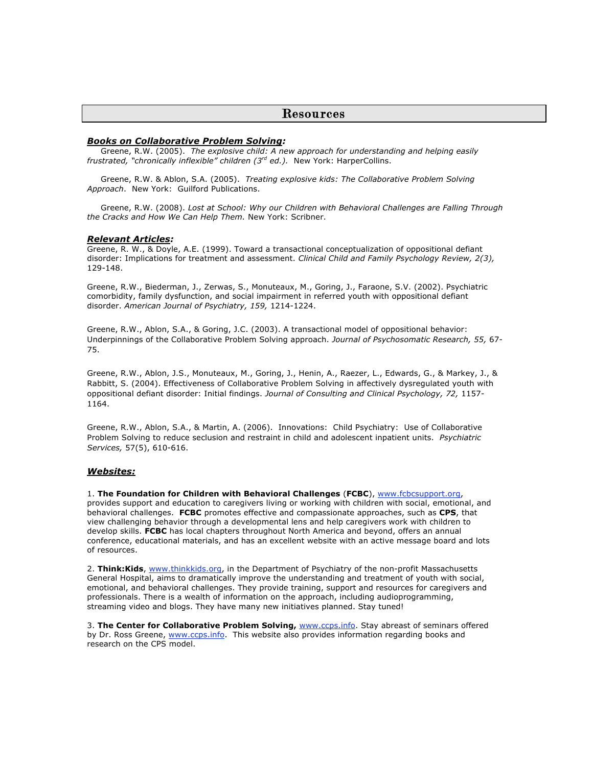# Resources

***Books on Collaborative Problem Solving*:**

Greene, R.W. (2005). *The explosive child: A new approach for understanding and helping easily frustrated, "chronically inflexible" children (3rd ed.).* New York: HarperCollins.

Greene, R.W. & Ablon, S.A. (2005). *Treating explosive kids: The Collaborative Problem Solving Approach*. New York: Guilford Publications.

Greene, R.W. (2008). *Lost at School: Why our Children with Behavioral Challenges are Falling Through the Cracks and How We Can Help Them.* New York: Scribner.

***Relevant Articles*:**

Greene, R. W., & Doyle, A.E. (1999). Toward a transactional conceptualization of oppositional defiant disorder: Implications for treatment and assessment. *Clinical Child and Family Psychology Review, 2(3),* 129-148.

Greene, R.W., Biederman, J., Zerwas, S., Monuteaux, M., Goring, J., Faraone, S.V. (2002). Psychiatric comorbidity, family dysfunction, and social impairment in referred youth with oppositional defiant disorder. *American Journal of Psychiatry, 159,* 1214-1224.

Greene, R.W., Ablon, S.A., & Goring, J.C. (2003). A transactional model of oppositional behavior: Underpinnings of the Collaborative Problem Solving approach. *Journal of Psychosomatic Research, 55,* 67-75.

Greene, R.W., Ablon, J.S., Monuteaux, M., Goring, J., Henin, A., Raezer, L., Edwards, G., & Markey, J., & Rabbitt, S. (2004). Effectiveness of Collaborative Problem Solving in affectively dysregulated youth with oppositional defiant disorder: Initial findings. *Journal of Consulting and Clinical Psychology, 72,* 1157-1164.

Greene, R.W., Ablon, S.A., & Martin, A. (2006). Innovations: Child Psychiatry: Use of Collaborative Problem Solving to reduce seclusion and restraint in child and adolescent inpatient units. *Psychiatric Services,* 57(5), 610-616.

***Websites:***

1. **The Foundation for Children with Behavioral Challenges** (**FCBC**), www.fcbcsupport.org, provides support and education to caregivers living or working with children with social, emotional, and behavioral challenges. **FCBC** promotes effective and compassionate approaches, such as **CPS**, that view challenging behavior through a developmental lens and help caregivers work with children to develop skills. **FCBC** has local chapters throughout North America and beyond, offers an annual conference, educational materials, and has an excellent website with an active message board and lots of resources.

2. **Think:Kids**, www.thinkkids.org, in the Department of Psychiatry of the non-profit Massachusetts General Hospital, aims to dramatically improve the understanding and treatment of youth with social, emotional, and behavioral challenges. They provide training, support and resources for caregivers and professionals. There is a wealth of information on the approach, including audioprogramming, streaming video and blogs. They have many new initiatives planned. Stay tuned!

3. **The Center for Collaborative Problem Solving,** www.ccps.info. Stay abreast of seminars offered by Dr. Ross Greene, www.ccps.info. This website also provides information regarding books and research on the CPS model.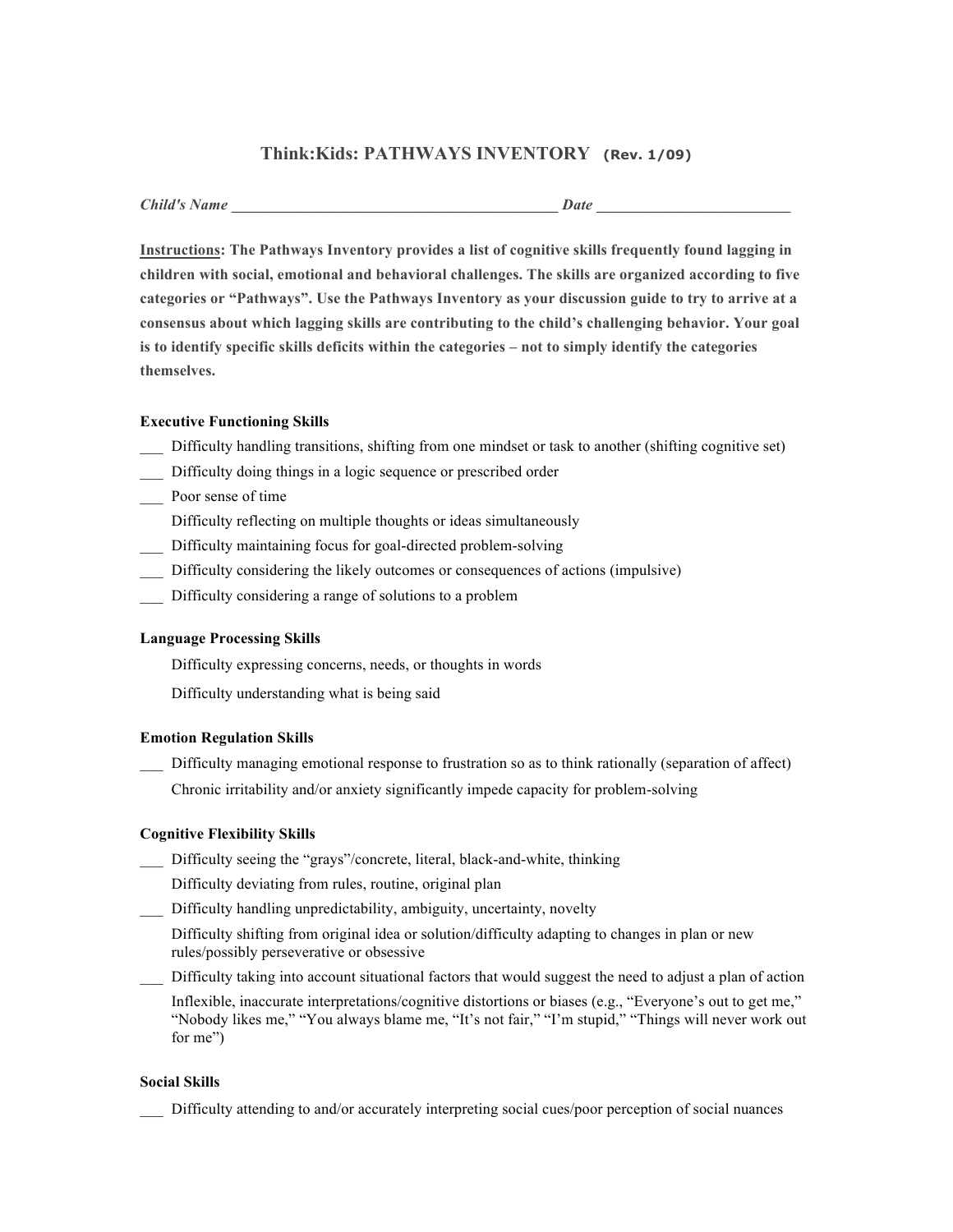# Think:Kids: PATHWAYS INVENTORY (Rev. 1/09)

*Child's Name* ___________________________________________ *Date* _________________________

**<u>Instructions</u>: The Pathways Inventory provides a list of cognitive skills frequently found lagging in children with social, emotional and behavioral challenges. The skills are organized according to five categories or "Pathways". Use the Pathways Inventory as your discussion guide to try to arrive at a consensus about which lagging skills are contributing to the child's challenging behavior. Your goal is to identify specific skills deficits within the categories – not to simply identify the categories themselves.**

**Executive Functioning Skills**

___ Difficulty handling transitions, shifting from one mindset or task to another (shifting cognitive set)
___ Difficulty doing things in a logic sequence or prescribed order
___ Poor sense of time
Difficulty reflecting on multiple thoughts or ideas simultaneously
___ Difficulty maintaining focus for goal-directed problem-solving
___ Difficulty considering the likely outcomes or consequences of actions (impulsive)
___ Difficulty considering a range of solutions to a problem

**Language Processing Skills**

Difficulty expressing concerns, needs, or thoughts in words
Difficulty understanding what is being said

**Emotion Regulation Skills**

___ Difficulty managing emotional response to frustration so as to think rationally (separation of affect)
Chronic irritability and/or anxiety significantly impede capacity for problem-solving

**Cognitive Flexibility Skills**

___ Difficulty seeing the "grays"/concrete, literal, black-and-white, thinking
Difficulty deviating from rules, routine, original plan
___ Difficulty handling unpredictability, ambiguity, uncertainty, novelty
Difficulty shifting from original idea or solution/difficulty adapting to changes in plan or new rules/possibly perseverative or obsessive
___ Difficulty taking into account situational factors that would suggest the need to adjust a plan of action
Inflexible, inaccurate interpretations/cognitive distortions or biases (e.g., "Everyone's out to get me," "Nobody likes me," "You always blame me, "It's not fair," "I'm stupid," "Things will never work out for me")

**Social Skills**

___ Difficulty attending to and/or accurately interpreting social cues/poor perception of social nuances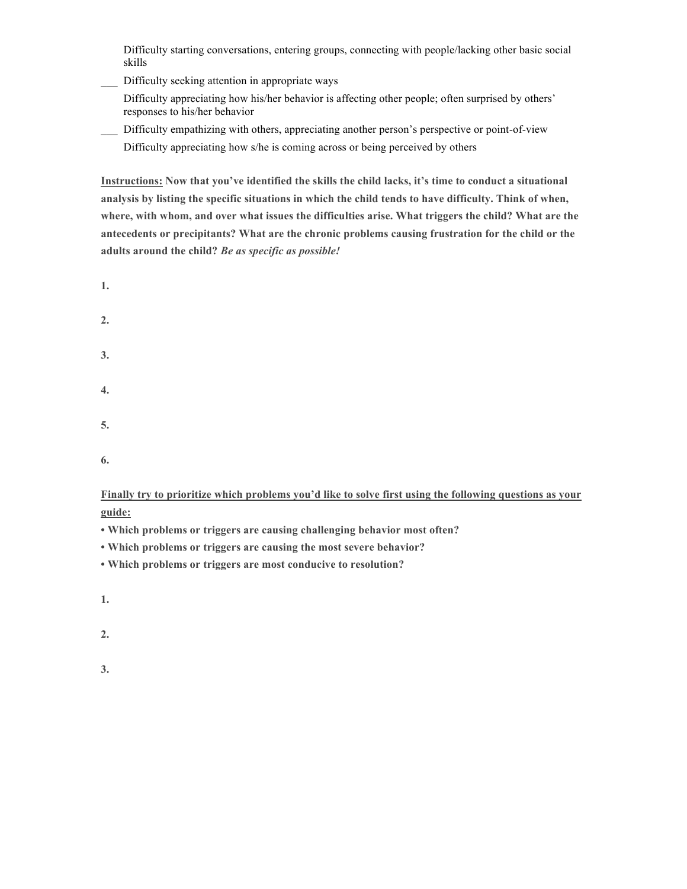Difficulty starting conversations, entering groups, connecting with people/lacking other basic social skills

___ Difficulty seeking attention in appropriate ways

Difficulty appreciating how his/her behavior is affecting other people; often surprised by others' responses to his/her behavior

___ Difficulty empathizing with others, appreciating another person's perspective or point-of-view

Difficulty appreciating how s/he is coming across or being perceived by others

**<u>Instructions:</u> Now that you've identified the skills the child lacks, it's time to conduct a situational analysis by listing the specific situations in which the child tends to have difficulty. Think of when, where, with whom, and over what issues the difficulties arise. What triggers the child? What are the antecedents or precipitants? What are the chronic problems causing frustration for the child or the adults around the child?** ***Be as specific as possible!***

**1.**

**2.**

**3.**

**4.**

**5.**

**6.**

**<u>Finally try to prioritize which problems you'd like to solve first using the following questions as your guide:</u>**

- **Which problems or triggers are causing challenging behavior most often?**
- **Which problems or triggers are causing the most severe behavior?**
- **Which problems or triggers are most conducive to resolution?**

**1.**

**2.**

**3.**